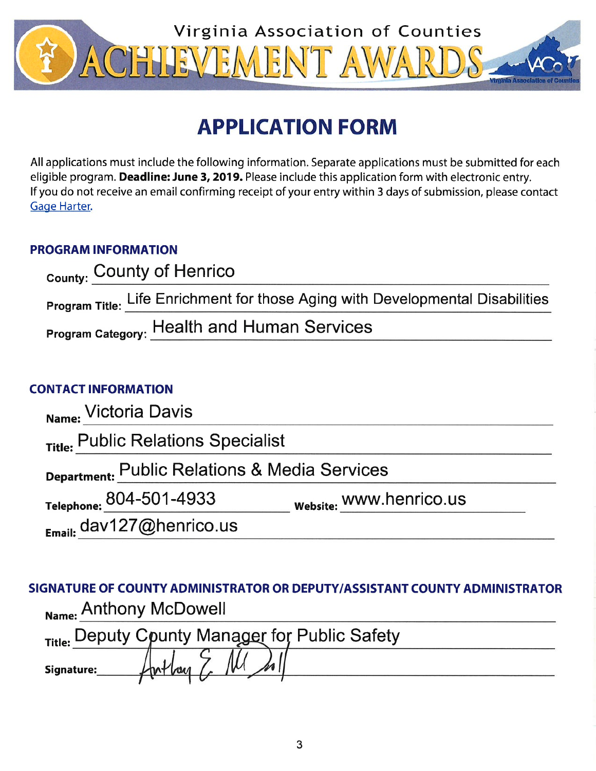# Virginia Association of Counties ACHIEVEMENT AWARDS

## APPLICATION FORM

All applications must include the following information. Separate applications must be submitted for each eligible program. **Deadline: June 3, 2019.** Please include this application form with electronic entry. If you do not receive an email confirming receipt of your entry within 3 days of submission, please contact Gage Harter.

### PROGRAM INFORMATION

**County:** County of Henrico

**Program Title:** Life Enrichment for those Aging with Developmental Disabilities

**Program Category:** Health and Human Services

### CONTACT INFORMATION

**Name:** Victoria Davis

**Title:** Public Relations Specialist

**Department:** Public Relations & Media Services

**Telephone:** 804-501-4933 **Website:** www.henrico.us

**Email:** dav127@henrico.us

### SIGNATURE OF COUNTY ADMINISTRATOR OR DEPUTY/ASSISTANT COUNTY ADMINISTRATOR

**Name:** Anthony McDowell

**Title:** Deputy County Manager for Public Safety

**Signature:** Anthony E. McDowell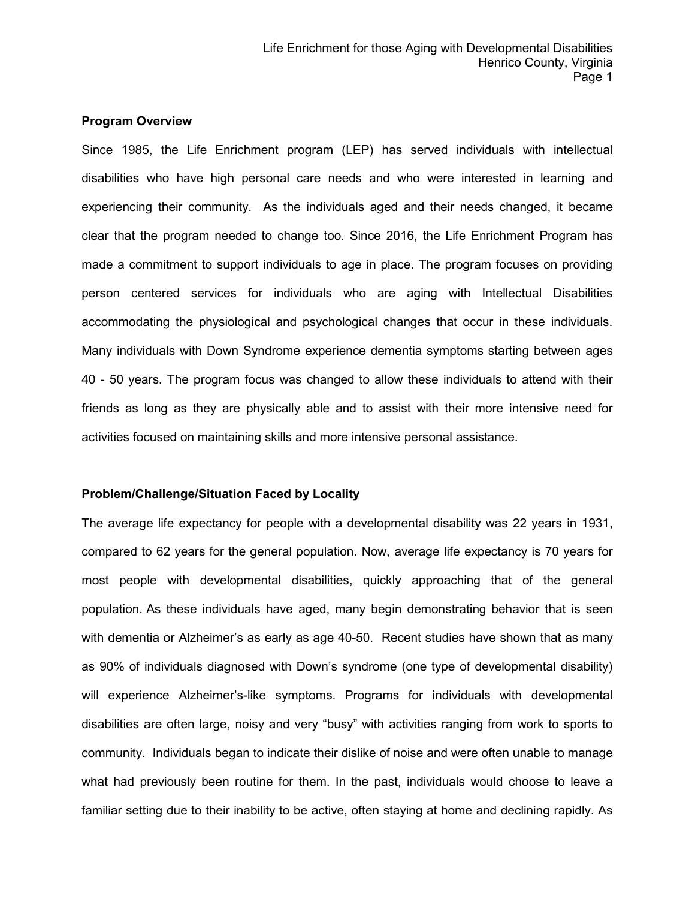**Program Overview**

Since 1985, the Life Enrichment program (LEP) has served individuals with intellectual disabilities who have high personal care needs and who were interested in learning and experiencing their community. As the individuals aged and their needs changed, it became clear that the program needed to change too. Since 2016, the Life Enrichment Program has made a commitment to support individuals to age in place. The program focuses on providing person centered services for individuals who are aging with Intellectual Disabilities accommodating the physiological and psychological changes that occur in these individuals. Many individuals with Down Syndrome experience dementia symptoms starting between ages 40 - 50 years. The program focus was changed to allow these individuals to attend with their friends as long as they are physically able and to assist with their more intensive need for activities focused on maintaining skills and more intensive personal assistance.

**Problem/Challenge/Situation Faced by Locality**

The average life expectancy for people with a developmental disability was 22 years in 1931, compared to 62 years for the general population. Now, average life expectancy is 70 years for most people with developmental disabilities, quickly approaching that of the general population. As these individuals have aged, many begin demonstrating behavior that is seen with dementia or Alzheimer's as early as age 40-50. Recent studies have shown that as many as 90% of individuals diagnosed with Down's syndrome (one type of developmental disability) will experience Alzheimer's-like symptoms. Programs for individuals with developmental disabilities are often large, noisy and very "busy" with activities ranging from work to sports to community. Individuals began to indicate their dislike of noise and were often unable to manage what had previously been routine for them. In the past, individuals would choose to leave a familiar setting due to their inability to be active, often staying at home and declining rapidly. As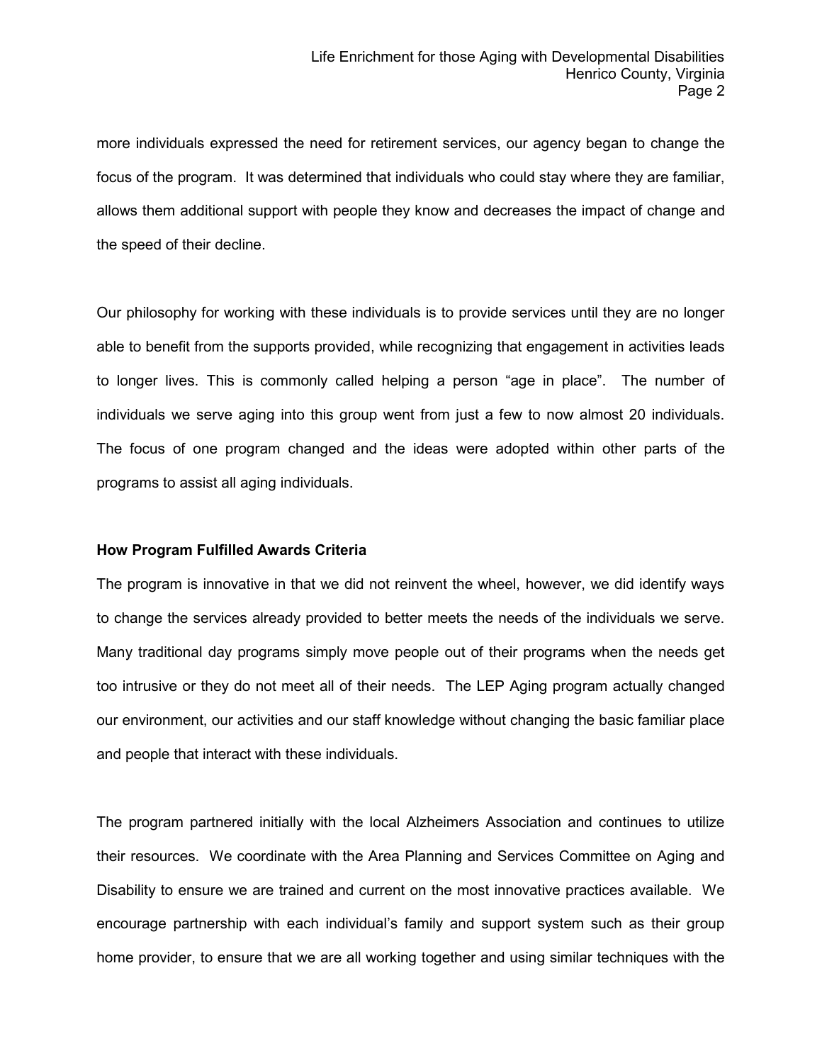more individuals expressed the need for retirement services, our agency began to change the focus of the program. It was determined that individuals who could stay where they are familiar, allows them additional support with people they know and decreases the impact of change and the speed of their decline.

Our philosophy for working with these individuals is to provide services until they are no longer able to benefit from the supports provided, while recognizing that engagement in activities leads to longer lives. This is commonly called helping a person "age in place". The number of individuals we serve aging into this group went from just a few to now almost 20 individuals. The focus of one program changed and the ideas were adopted within other parts of the programs to assist all aging individuals.

**How Program Fulfilled Awards Criteria**

The program is innovative in that we did not reinvent the wheel, however, we did identify ways to change the services already provided to better meets the needs of the individuals we serve. Many traditional day programs simply move people out of their programs when the needs get too intrusive or they do not meet all of their needs. The LEP Aging program actually changed our environment, our activities and our staff knowledge without changing the basic familiar place and people that interact with these individuals.

The program partnered initially with the local Alzheimers Association and continues to utilize their resources. We coordinate with the Area Planning and Services Committee on Aging and Disability to ensure we are trained and current on the most innovative practices available. We encourage partnership with each individual's family and support system such as their group home provider, to ensure that we are all working together and using similar techniques with the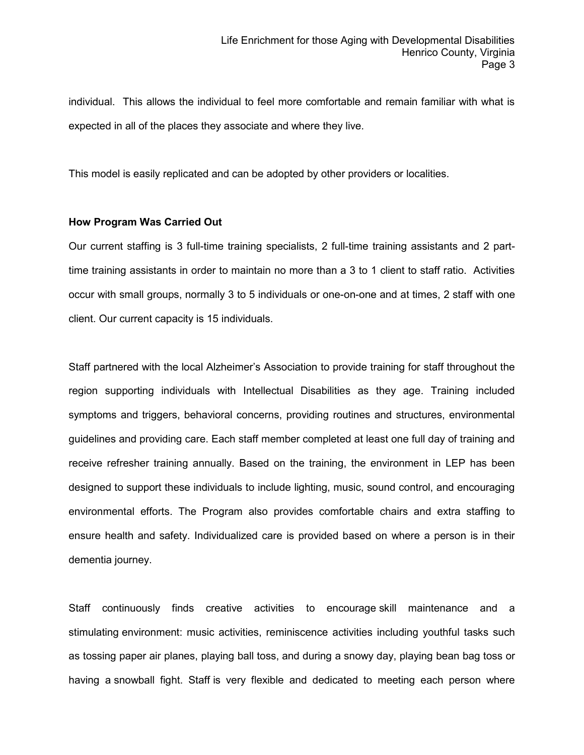individual. This allows the individual to feel more comfortable and remain familiar with what is expected in all of the places they associate and where they live.

This model is easily replicated and can be adopted by other providers or localities.

**How Program Was Carried Out**

Our current staffing is 3 full-time training specialists, 2 full-time training assistants and 2 part-time training assistants in order to maintain no more than a 3 to 1 client to staff ratio. Activities occur with small groups, normally 3 to 5 individuals or one-on-one and at times, 2 staff with one client. Our current capacity is 15 individuals.

Staff partnered with the local Alzheimer's Association to provide training for staff throughout the region supporting individuals with Intellectual Disabilities as they age. Training included symptoms and triggers, behavioral concerns, providing routines and structures, environmental guidelines and providing care. Each staff member completed at least one full day of training and receive refresher training annually. Based on the training, the environment in LEP has been designed to support these individuals to include lighting, music, sound control, and encouraging environmental efforts. The Program also provides comfortable chairs and extra staffing to ensure health and safety. Individualized care is provided based on where a person is in their dementia journey.

Staff continuously finds creative activities to encourage skill maintenance and a stimulating environment: music activities, reminiscence activities including youthful tasks such as tossing paper air planes, playing ball toss, and during a snowy day, playing bean bag toss or having a snowball fight. Staff is very flexible and dedicated to meeting each person where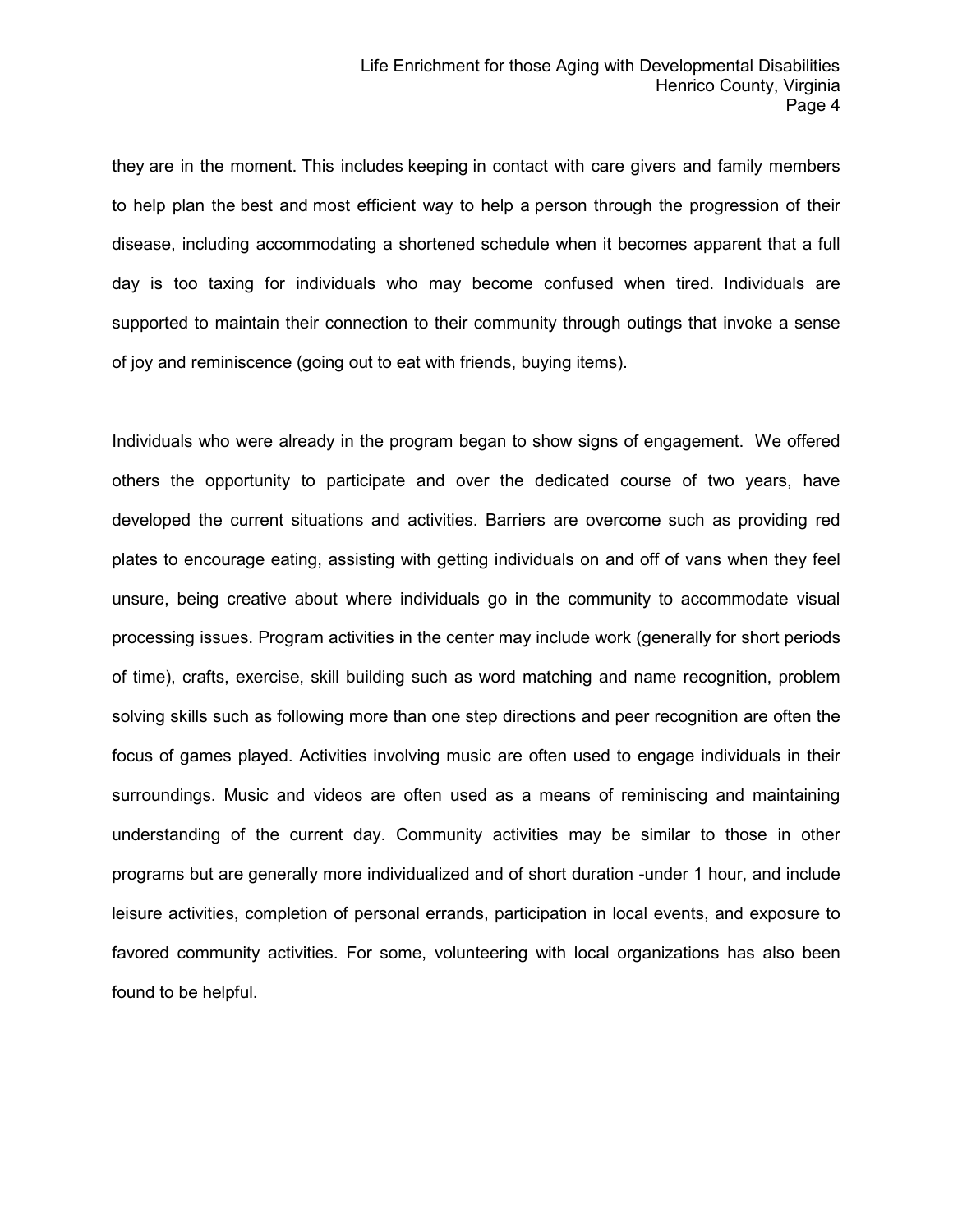they are in the moment. This includes keeping in contact with care givers and family members to help plan the best and most efficient way to help a person through the progression of their disease, including accommodating a shortened schedule when it becomes apparent that a full day is too taxing for individuals who may become confused when tired. Individuals are supported to maintain their connection to their community through outings that invoke a sense of joy and reminiscence (going out to eat with friends, buying items).

Individuals who were already in the program began to show signs of engagement. We offered others the opportunity to participate and over the dedicated course of two years, have developed the current situations and activities. Barriers are overcome such as providing red plates to encourage eating, assisting with getting individuals on and off of vans when they feel unsure, being creative about where individuals go in the community to accommodate visual processing issues. Program activities in the center may include work (generally for short periods of time), crafts, exercise, skill building such as word matching and name recognition, problem solving skills such as following more than one step directions and peer recognition are often the focus of games played. Activities involving music are often used to engage individuals in their surroundings. Music and videos are often used as a means of reminiscing and maintaining understanding of the current day. Community activities may be similar to those in other programs but are generally more individualized and of short duration -under 1 hour, and include leisure activities, completion of personal errands, participation in local events, and exposure to favored community activities. For some, volunteering with local organizations has also been found to be helpful.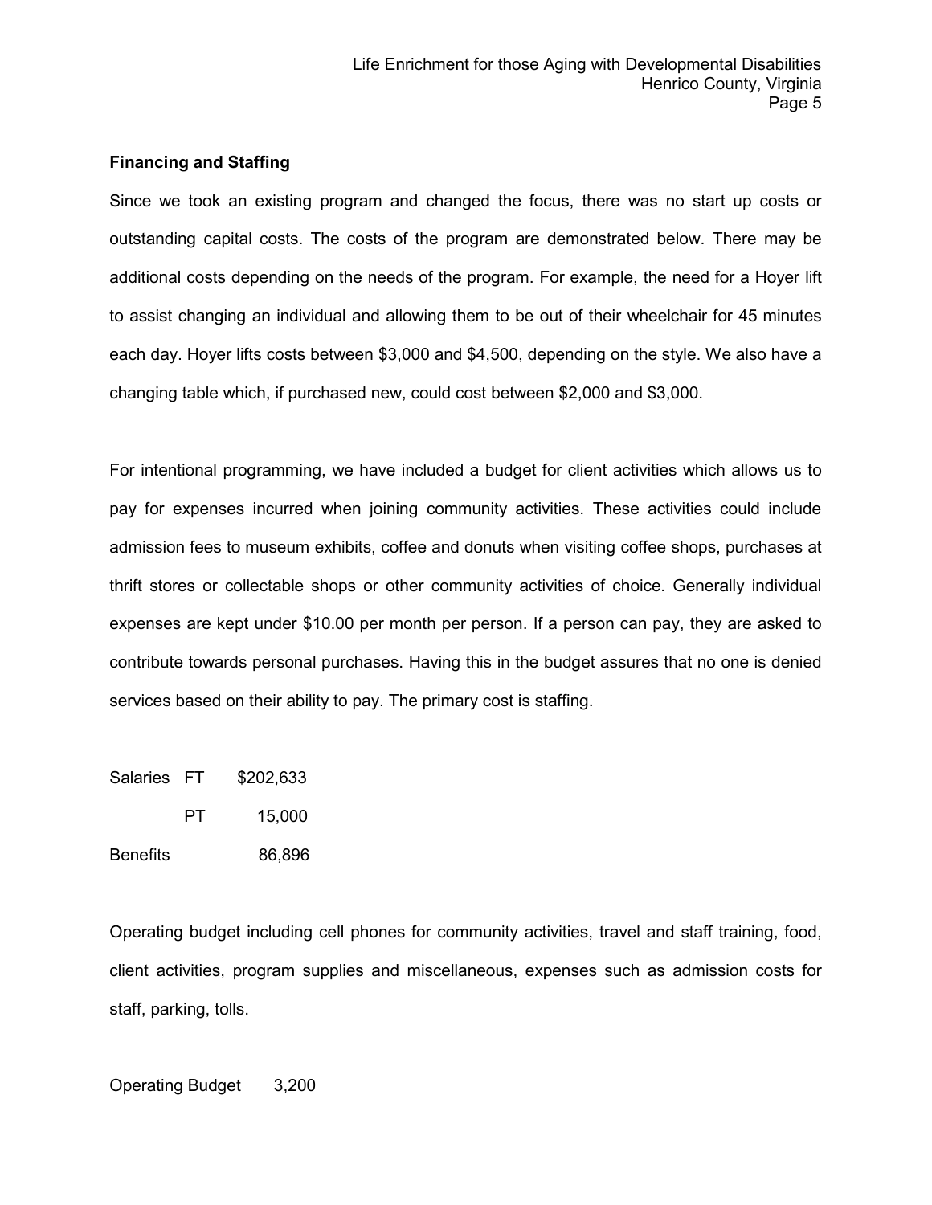**Financing and Staffing**

Since we took an existing program and changed the focus, there was no start up costs or outstanding capital costs. The costs of the program are demonstrated below. There may be additional costs depending on the needs of the program. For example, the need for a Hoyer lift to assist changing an individual and allowing them to be out of their wheelchair for 45 minutes each day. Hoyer lifts costs between $3,000 and $4,500, depending on the style. We also have a changing table which, if purchased new, could cost between $2,000 and $3,000.

For intentional programming, we have included a budget for client activities which allows us to pay for expenses incurred when joining community activities. These activities could include admission fees to museum exhibits, coffee and donuts when visiting coffee shops, purchases at thrift stores or collectable shops or other community activities of choice. Generally individual expenses are kept under $10.00 per month per person. If a person can pay, they are asked to contribute towards personal purchases. Having this in the budget assures that no one is denied services based on their ability to pay. The primary cost is staffing.

| | | |
|---|---|---|
| Salaries | FT | $202,633 |
| | PT | 15,000 |
| Benefits | | 86,896 |

Operating budget including cell phones for community activities, travel and staff training, food, client activities, program supplies and miscellaneous, expenses such as admission costs for staff, parking, tolls.

Operating Budget 3,200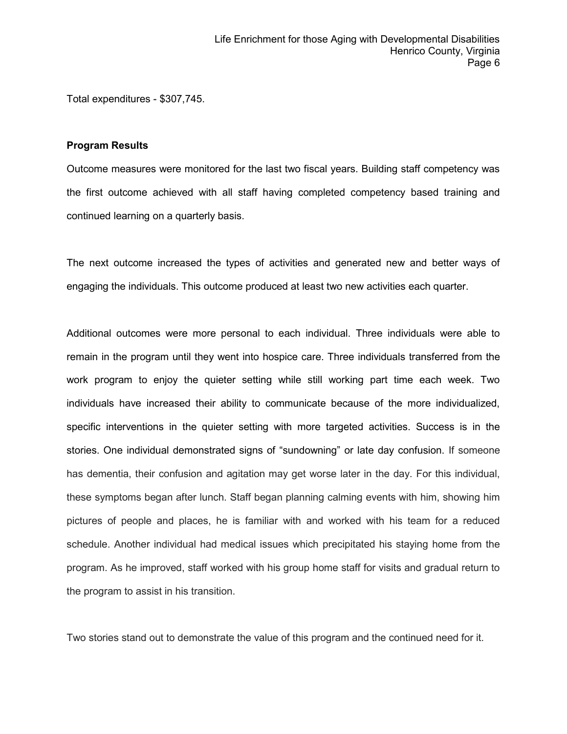Total expenditures - $307,745.

**Program Results**

Outcome measures were monitored for the last two fiscal years. Building staff competency was the first outcome achieved with all staff having completed competency based training and continued learning on a quarterly basis.

The next outcome increased the types of activities and generated new and better ways of engaging the individuals. This outcome produced at least two new activities each quarter.

Additional outcomes were more personal to each individual. Three individuals were able to remain in the program until they went into hospice care. Three individuals transferred from the work program to enjoy the quieter setting while still working part time each week. Two individuals have increased their ability to communicate because of the more individualized, specific interventions in the quieter setting with more targeted activities. Success is in the stories. One individual demonstrated signs of "sundowning" or late day confusion. If someone has dementia, their confusion and agitation may get worse later in the day. For this individual, these symptoms began after lunch. Staff began planning calming events with him, showing him pictures of people and places, he is familiar with and worked with his team for a reduced schedule. Another individual had medical issues which precipitated his staying home from the program. As he improved, staff worked with his group home staff for visits and gradual return to the program to assist in his transition.

Two stories stand out to demonstrate the value of this program and the continued need for it.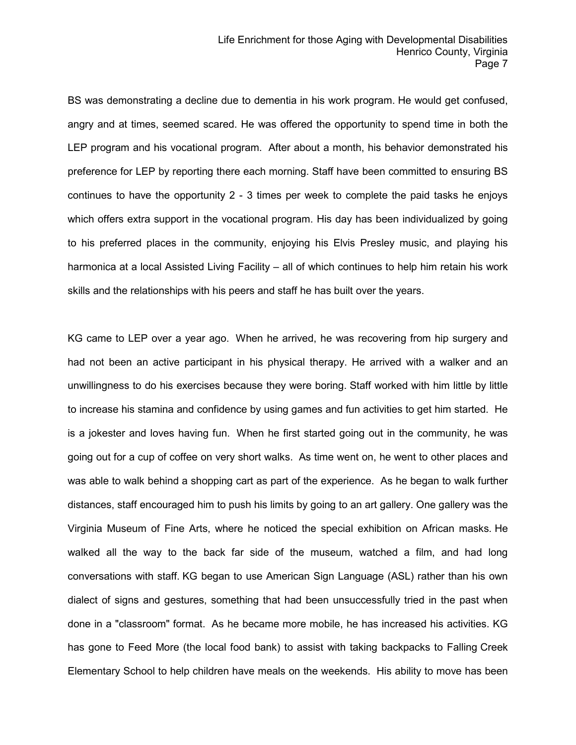BS was demonstrating a decline due to dementia in his work program. He would get confused, angry and at times, seemed scared. He was offered the opportunity to spend time in both the LEP program and his vocational program. After about a month, his behavior demonstrated his preference for LEP by reporting there each morning. Staff have been committed to ensuring BS continues to have the opportunity 2 - 3 times per week to complete the paid tasks he enjoys which offers extra support in the vocational program. His day has been individualized by going to his preferred places in the community, enjoying his Elvis Presley music, and playing his harmonica at a local Assisted Living Facility – all of which continues to help him retain his work skills and the relationships with his peers and staff he has built over the years.

KG came to LEP over a year ago. When he arrived, he was recovering from hip surgery and had not been an active participant in his physical therapy. He arrived with a walker and an unwillingness to do his exercises because they were boring. Staff worked with him little by little to increase his stamina and confidence by using games and fun activities to get him started. He is a jokester and loves having fun. When he first started going out in the community, he was going out for a cup of coffee on very short walks. As time went on, he went to other places and was able to walk behind a shopping cart as part of the experience. As he began to walk further distances, staff encouraged him to push his limits by going to an art gallery. One gallery was the Virginia Museum of Fine Arts, where he noticed the special exhibition on African masks. He walked all the way to the back far side of the museum, watched a film, and had long conversations with staff. KG began to use American Sign Language (ASL) rather than his own dialect of signs and gestures, something that had been unsuccessfully tried in the past when done in a "classroom" format. As he became more mobile, he has increased his activities. KG has gone to Feed More (the local food bank) to assist with taking backpacks to Falling Creek Elementary School to help children have meals on the weekends. His ability to move has been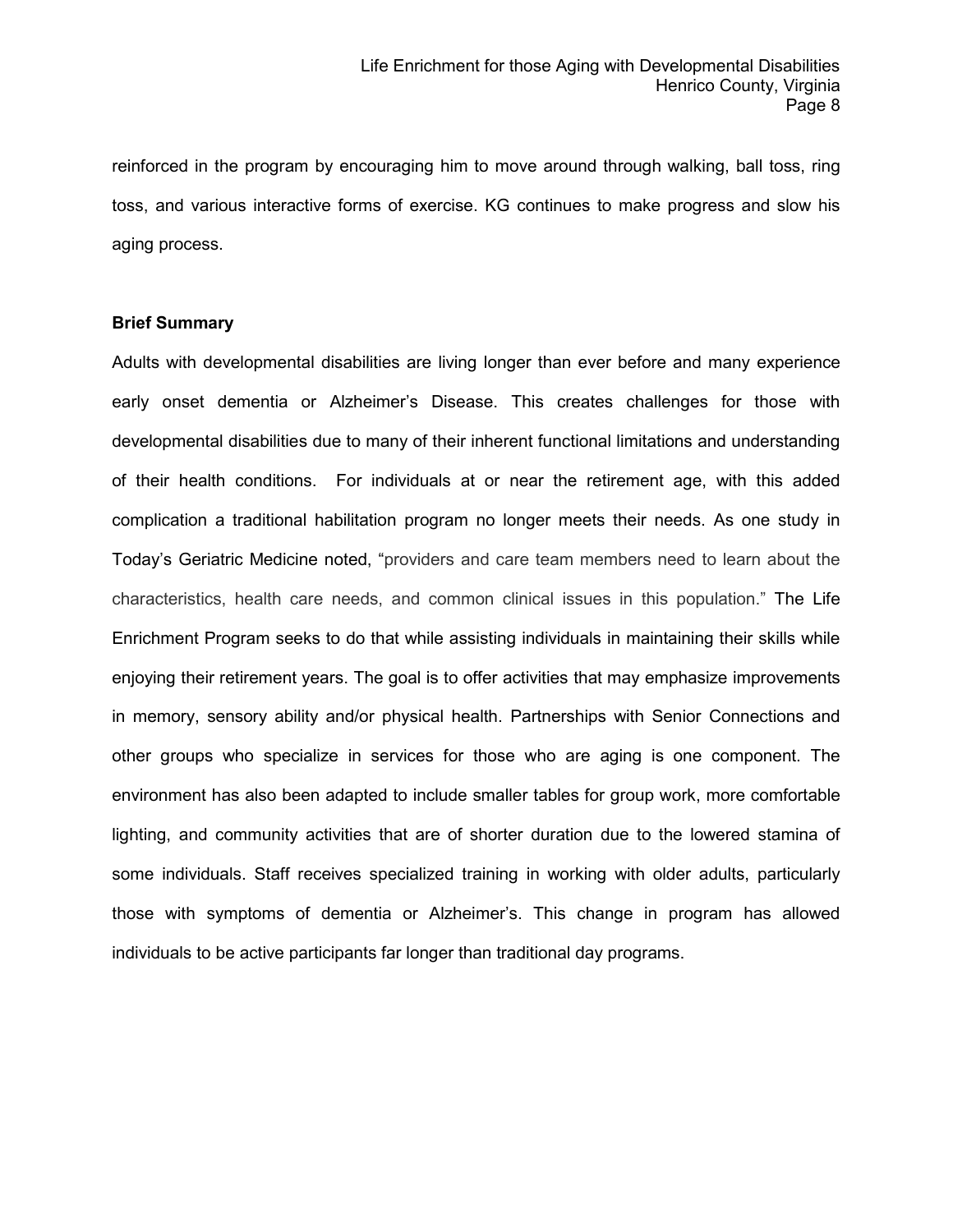reinforced in the program by encouraging him to move around through walking, ball toss, ring toss, and various interactive forms of exercise. KG continues to make progress and slow his aging process.

**Brief Summary**

Adults with developmental disabilities are living longer than ever before and many experience early onset dementia or Alzheimer's Disease. This creates challenges for those with developmental disabilities due to many of their inherent functional limitations and understanding of their health conditions.  For individuals at or near the retirement age, with this added complication a traditional habilitation program no longer meets their needs. As one study in Today's Geriatric Medicine noted, "providers and care team members need to learn about the characteristics, health care needs, and common clinical issues in this population." The Life Enrichment Program seeks to do that while assisting individuals in maintaining their skills while enjoying their retirement years. The goal is to offer activities that may emphasize improvements in memory, sensory ability and/or physical health. Partnerships with Senior Connections and other groups who specialize in services for those who are aging is one component. The environment has also been adapted to include smaller tables for group work, more comfortable lighting, and community activities that are of shorter duration due to the lowered stamina of some individuals. Staff receives specialized training in working with older adults, particularly those with symptoms of dementia or Alzheimer's. This change in program has allowed individuals to be active participants far longer than traditional day programs.